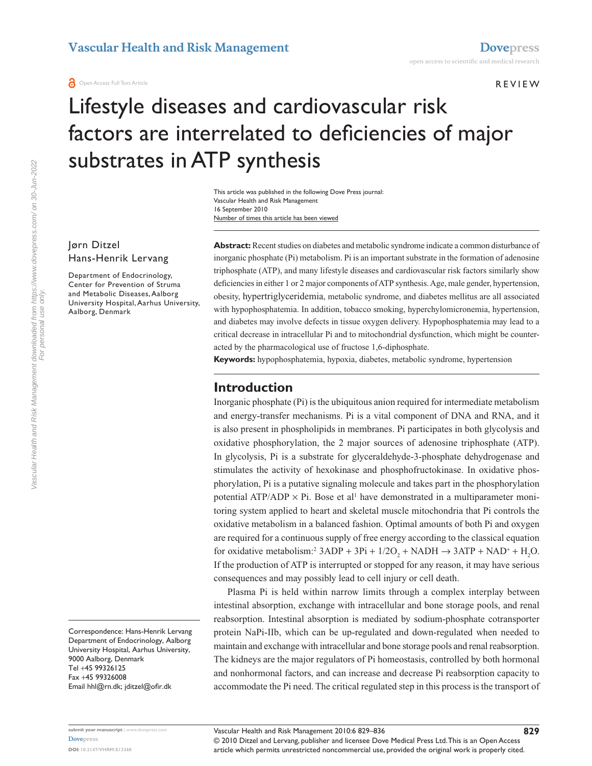Open Access Full Text Article

REVIEW

# Lifestyle diseases and cardiovascular risk factors are interrelated to deficiencies of major substrates in ATP synthesis

This article was published in the following Dove Press journal:
Vascular Health and Risk Management
16 September 2010
Number of times this article has been viewed

Jørn Ditzel
Hans-Henrik Lervang

Department of Endocrinology, Center for Prevention of Struma and Metabolic Diseases, Aalborg University Hospital, Aarhus University, Aalborg, Denmark

Correspondence: Hans-Henrik Lervang
Department of Endocrinology, Aalborg University Hospital, Aarhus University, 9000 Aalborg, Denmark
Tel +45 99326125
Fax +45 99326008
Email hhl@rn.dk; jditzel@ofir.dk

**Abstract:** Recent studies on diabetes and metabolic syndrome indicate a common disturbance of inorganic phosphate (Pi) metabolism. Pi is an important substrate in the formation of adenosine triphosphate (ATP), and many lifestyle diseases and cardiovascular risk factors similarly show deficiencies in either 1 or 2 major components of ATP synthesis. Age, male gender, hypertension, obesity, hypertriglyceridemia, metabolic syndrome, and diabetes mellitus are all associated with hypophosphatemia. In addition, tobacco smoking, hyperchylomicronemia, hypertension, and diabetes may involve defects in tissue oxygen delivery. Hypophosphatemia may lead to a critical decrease in intracellular Pi and to mitochondrial dysfunction, which might be counteracted by the pharmacological use of fructose 1,6-diphosphate.

**Keywords:** hypophosphatemia, hypoxia, diabetes, metabolic syndrome, hypertension

## Introduction

Inorganic phosphate (Pi) is the ubiquitous anion required for intermediate metabolism and energy-transfer mechanisms. Pi is a vital component of DNA and RNA, and it is also present in phospholipids in membranes. Pi participates in both glycolysis and oxidative phosphorylation, the 2 major sources of adenosine triphosphate (ATP). In glycolysis, Pi is a substrate for glyceraldehyde-3-phosphate dehydrogenase and stimulates the activity of hexokinase and phosphofructokinase. In oxidative phosphorylation, Pi is a putative signaling molecule and takes part in the phosphorylation potential ATP/ADP × Pi. Bose et al[1] have demonstrated in a multiparameter monitoring system applied to heart and skeletal muscle mitochondria that Pi controls the oxidative metabolism in a balanced fashion. Optimal amounts of both Pi and oxygen are required for a continuous supply of free energy according to the classical equation for oxidative metabolism:[2] $3ADP + 3Pi + 1/2O_2 + NADH \rightarrow 3ATP + NAD^+ + H_2O$. If the production of ATP is interrupted or stopped for any reason, it may have serious consequences and may possibly lead to cell injury or cell death.

Plasma Pi is held within narrow limits through a complex interplay between intestinal absorption, exchange with intracellular and bone storage pools, and renal reabsorption. Intestinal absorption is mediated by sodium-phosphate cotransporter protein NaPi-IIb, which can be up-regulated and down-regulated when needed to maintain and exchange with intracellular and bone storage pools and renal reabsorption. The kidneys are the major regulators of Pi homeostasis, controlled by both hormonal and nonhormonal factors, and can increase and decrease Pi reabsorption capacity to accommodate the Pi need. The critical regulated step in this process is the transport of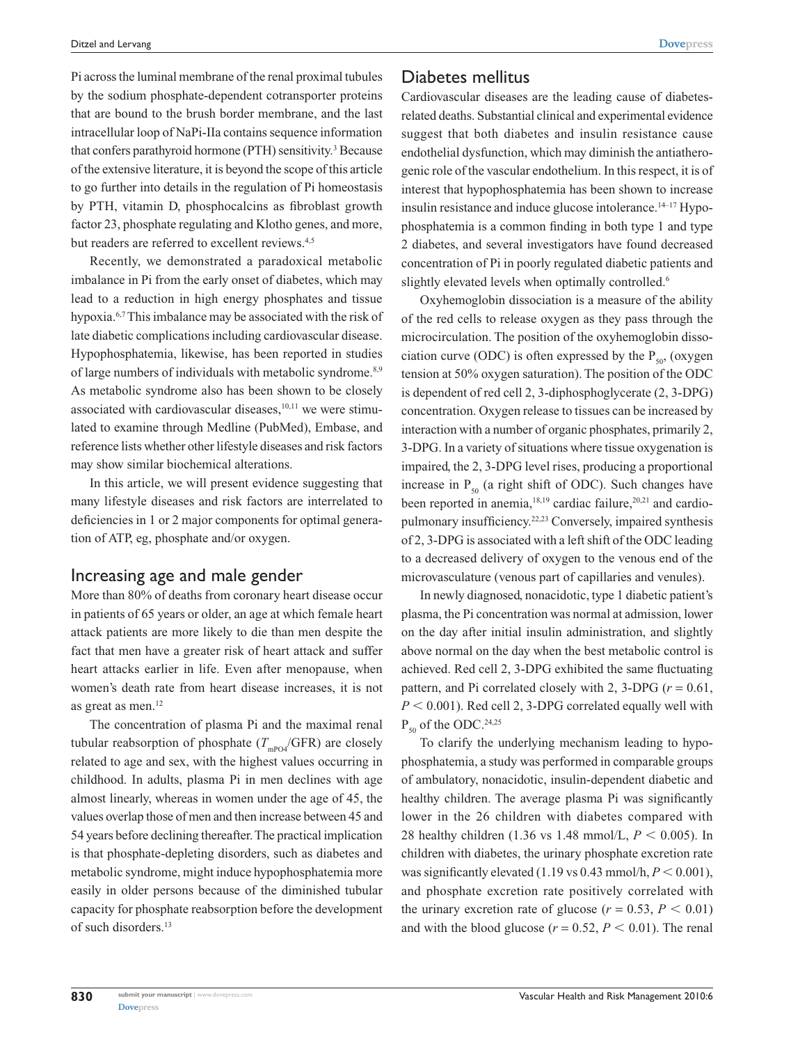Pi across the luminal membrane of the renal proximal tubules by the sodium phosphate-dependent cotransporter proteins that are bound to the brush border membrane, and the last intracellular loop of NaPi-IIa contains sequence information that confers parathyroid hormone (PTH) sensitivity.[3] Because of the extensive literature, it is beyond the scope of this article to go further into details in the regulation of Pi homeostasis by PTH, vitamin D, phosphocalcins as fibroblast growth factor 23, phosphate regulating and Klotho genes, and more, but readers are referred to excellent reviews.[4,5]

Recently, we demonstrated a paradoxical metabolic imbalance in Pi from the early onset of diabetes, which may lead to a reduction in high energy phosphates and tissue hypoxia.[6,7] This imbalance may be associated with the risk of late diabetic complications including cardiovascular disease. Hypophosphatemia, likewise, has been reported in studies of large numbers of individuals with metabolic syndrome.[8,9] As metabolic syndrome also has been shown to be closely associated with cardiovascular diseases,[10,11] we were stimulated to examine through Medline (PubMed), Embase, and reference lists whether other lifestyle diseases and risk factors may show similar biochemical alterations.

In this article, we will present evidence suggesting that many lifestyle diseases and risk factors are interrelated to deficiencies in 1 or 2 major components for optimal generation of ATP, eg, phosphate and/or oxygen.

## Increasing age and male gender

More than 80% of deaths from coronary heart disease occur in patients of 65 years or older, an age at which female heart attack patients are more likely to die than men despite the fact that men have a greater risk of heart attack and suffer heart attacks earlier in life. Even after menopause, when women's death rate from heart disease increases, it is not as great as men.[12]

The concentration of plasma Pi and the maximal renal tubular reabsorption of phosphate ($T_{mPO4}$/GFR) are closely related to age and sex, with the highest values occurring in childhood. In adults, plasma Pi in men declines with age almost linearly, whereas in women under the age of 45, the values overlap those of men and then increase between 45 and 54 years before declining thereafter. The practical implication is that phosphate-depleting disorders, such as diabetes and metabolic syndrome, might induce hypophosphatemia more easily in older persons because of the diminished tubular capacity for phosphate reabsorption before the development of such disorders.[13]

## Diabetes mellitus

Cardiovascular diseases are the leading cause of diabetes-related deaths. Substantial clinical and experimental evidence suggest that both diabetes and insulin resistance cause endothelial dysfunction, which may diminish the antiatherogenic role of the vascular endothelium. In this respect, it is of interest that hypophosphatemia has been shown to increase insulin resistance and induce glucose intolerance.[14–17] Hypophosphatemia is a common finding in both type 1 and type 2 diabetes, and several investigators have found decreased concentration of Pi in poorly regulated diabetic patients and slightly elevated levels when optimally controlled.[6]

Oxyhemoglobin dissociation is a measure of the ability of the red cells to release oxygen as they pass through the microcirculation. The position of the oxyhemoglobin dissociation curve (ODC) is often expressed by the $P_{50}$, (oxygen tension at 50% oxygen saturation). The position of the ODC is dependent of red cell 2, 3-diphosphoglycerate (2, 3-DPG) concentration. Oxygen release to tissues can be increased by interaction with a number of organic phosphates, primarily 2, 3-DPG. In a variety of situations where tissue oxygenation is impaired, the 2, 3-DPG level rises, producing a proportional increase in $P_{50}$ (a right shift of ODC). Such changes have been reported in anemia,[18,19] cardiac failure,[20,21] and cardiopulmonary insufficiency.[22,23] Conversely, impaired synthesis of 2, 3-DPG is associated with a left shift of the ODC leading to a decreased delivery of oxygen to the venous end of the microvasculature (venous part of capillaries and venules).

In newly diagnosed, nonacidotic, type 1 diabetic patient's plasma, the Pi concentration was normal at admission, lower on the day after initial insulin administration, and slightly above normal on the day when the best metabolic control is achieved. Red cell 2, 3-DPG exhibited the same fluctuating pattern, and Pi correlated closely with 2, 3-DPG ($r = 0.61$, $P < 0.001$). Red cell 2, 3-DPG correlated equally well with $P_{50}$ of the ODC.[24,25]

To clarify the underlying mechanism leading to hypophosphatemia, a study was performed in comparable groups of ambulatory, nonacidotic, insulin-dependent diabetic and healthy children. The average plasma Pi was significantly lower in the 26 children with diabetes compared with 28 healthy children (1.36 vs 1.48 mmol/L, $P < 0.005$). In children with diabetes, the urinary phosphate excretion rate was significantly elevated (1.19 vs 0.43 mmol/h, $P < 0.001$), and phosphate excretion rate positively correlated with the urinary excretion rate of glucose ($r = 0.53$, $P < 0.01$) and with the blood glucose ($r = 0.52$, $P < 0.01$). The renal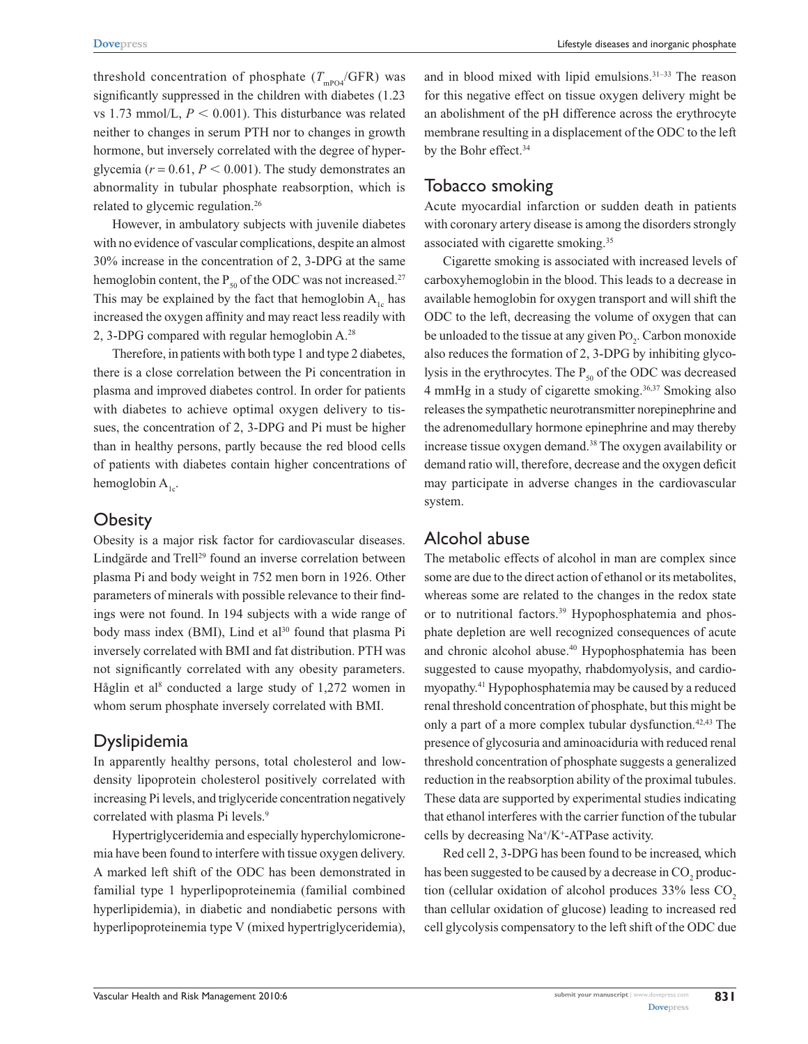threshold concentration of phosphate ($T_{mPO4}$/GFR) was significantly suppressed in the children with diabetes (1.23 vs 1.73 mmol/L, $P < 0.001$). This disturbance was related neither to changes in serum PTH nor to changes in growth hormone, but inversely correlated with the degree of hyperglycemia ($r = 0.61$, $P < 0.001$). The study demonstrates an abnormality in tubular phosphate reabsorption, which is related to glycemic regulation.[26]

However, in ambulatory subjects with juvenile diabetes with no evidence of vascular complications, despite an almost 30% increase in the concentration of 2, 3-DPG at the same hemoglobin content, the $P_{50}$ of the ODC was not increased.[27] This may be explained by the fact that hemoglobin $A_{1c}$ has increased the oxygen affinity and may react less readily with 2, 3-DPG compared with regular hemoglobin A.[28]

Therefore, in patients with both type 1 and type 2 diabetes, there is a close correlation between the Pi concentration in plasma and improved diabetes control. In order for patients with diabetes to achieve optimal oxygen delivery to tissues, the concentration of 2, 3-DPG and Pi must be higher than in healthy persons, partly because the red blood cells of patients with diabetes contain higher concentrations of hemoglobin $A_{1c}$.

## Obesity

Obesity is a major risk factor for cardiovascular diseases. Lindgärde and Trell[29] found an inverse correlation between plasma Pi and body weight in 752 men born in 1926. Other parameters of minerals with possible relevance to their findings were not found. In 194 subjects with a wide range of body mass index (BMI), Lind et al[30] found that plasma Pi inversely correlated with BMI and fat distribution. PTH was not significantly correlated with any obesity parameters. Håglin et al[8] conducted a large study of 1,272 women in whom serum phosphate inversely correlated with BMI.

## Dyslipidemia

In apparently healthy persons, total cholesterol and low-density lipoprotein cholesterol positively correlated with increasing Pi levels, and triglyceride concentration negatively correlated with plasma Pi levels.[9]

Hypertriglyceridemia and especially hyperchylomicronemia have been found to interfere with tissue oxygen delivery. A marked left shift of the ODC has been demonstrated in familial type 1 hyperlipoproteinemia (familial combined hyperlipidemia), in diabetic and nondiabetic persons with hyperlipoproteinemia type V (mixed hypertriglyceridemia), and in blood mixed with lipid emulsions.[31–33] The reason for this negative effect on tissue oxygen delivery might be an abolishment of the pH difference across the erythrocyte membrane resulting in a displacement of the ODC to the left by the Bohr effect.[34]

## Tobacco smoking

Acute myocardial infarction or sudden death in patients with coronary artery disease is among the disorders strongly associated with cigarette smoking.[35]

Cigarette smoking is associated with increased levels of carboxyhemoglobin in the blood. This leads to a decrease in available hemoglobin for oxygen transport and will shift the ODC to the left, decreasing the volume of oxygen that can be unloaded to the tissue at any given $Po_2$. Carbon monoxide also reduces the formation of 2, 3-DPG by inhibiting glycolysis in the erythrocytes. The $P_{50}$ of the ODC was decreased 4 mmHg in a study of cigarette smoking.[36,37] Smoking also releases the sympathetic neurotransmitter norepinephrine and the adrenomedullary hormone epinephrine and may thereby increase tissue oxygen demand.[38] The oxygen availability or demand ratio will, therefore, decrease and the oxygen deficit may participate in adverse changes in the cardiovascular system.

## Alcohol abuse

The metabolic effects of alcohol in man are complex since some are due to the direct action of ethanol or its metabolites, whereas some are related to the changes in the redox state or to nutritional factors.[39] Hypophosphatemia and phosphate depletion are well recognized consequences of acute and chronic alcohol abuse.[40] Hypophosphatemia has been suggested to cause myopathy, rhabdomyolysis, and cardiomyopathy.[41] Hypophosphatemia may be caused by a reduced renal threshold concentration of phosphate, but this might be only a part of a more complex tubular dysfunction.[42,43] The presence of glycosuria and aminoaciduria with reduced renal threshold concentration of phosphate suggests a generalized reduction in the reabsorption ability of the proximal tubules. These data are supported by experimental studies indicating that ethanol interferes with the carrier function of the tubular cells by decreasing $Na^+/K^+$-ATPase activity.

Red cell 2, 3-DPG has been found to be increased, which has been suggested to be caused by a decrease in $CO_2$ production (cellular oxidation of alcohol produces 33% less $CO_2$ than cellular oxidation of glucose) leading to increased red cell glycolysis compensatory to the left shift of the ODC due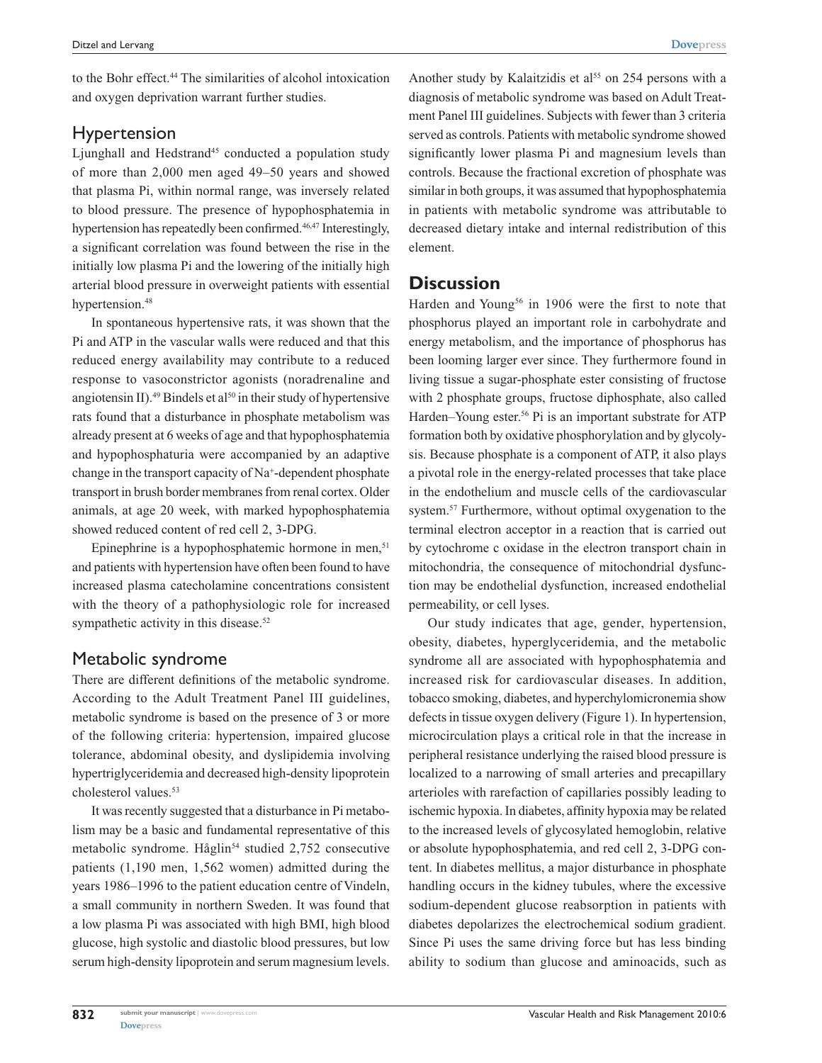to the Bohr effect.[44] The similarities of alcohol intoxication and oxygen deprivation warrant further studies.

## Hypertension

Ljunghall and Hedstrand[45] conducted a population study of more than 2,000 men aged 49–50 years and showed that plasma Pi, within normal range, was inversely related to blood pressure. The presence of hypophosphatemia in hypertension has repeatedly been confirmed.[46,47] Interestingly, a significant correlation was found between the rise in the initially low plasma Pi and the lowering of the initially high arterial blood pressure in overweight patients with essential hypertension.[48]

In spontaneous hypertensive rats, it was shown that the Pi and ATP in the vascular walls were reduced and that this reduced energy availability may contribute to a reduced response to vasoconstrictor agonists (noradrenaline and angiotensin II).[49] Bindels et al[50] in their study of hypertensive rats found that a disturbance in phosphate metabolism was already present at 6 weeks of age and that hypophosphatemia and hypophosphaturia were accompanied by an adaptive change in the transport capacity of $Na^{+}$-dependent phosphate transport in brush border membranes from renal cortex. Older animals, at age 20 week, with marked hypophosphatemia showed reduced content of red cell 2, 3-DPG.

Epinephrine is a hypophosphatemic hormone in men,[51] and patients with hypertension have often been found to have increased plasma catecholamine concentrations consistent with the theory of a pathophysiologic role for increased sympathetic activity in this disease.[52]

## Metabolic syndrome

There are different definitions of the metabolic syndrome. According to the Adult Treatment Panel III guidelines, metabolic syndrome is based on the presence of 3 or more of the following criteria: hypertension, impaired glucose tolerance, abdominal obesity, and dyslipidemia involving hypertriglyceridemia and decreased high-density lipoprotein cholesterol values.[53]

It was recently suggested that a disturbance in Pi metabolism may be a basic and fundamental representative of this metabolic syndrome. Håglin[54] studied 2,752 consecutive patients (1,190 men, 1,562 women) admitted during the years 1986–1996 to the patient education centre of Vindeln, a small community in northern Sweden. It was found that a low plasma Pi was associated with high BMI, high blood glucose, high systolic and diastolic blood pressures, but low serum high-density lipoprotein and serum magnesium levels. Another study by Kalaitzidis et al[55] on 254 persons with a diagnosis of metabolic syndrome was based on Adult Treatment Panel III guidelines. Subjects with fewer than 3 criteria served as controls. Patients with metabolic syndrome showed significantly lower plasma Pi and magnesium levels than controls. Because the fractional excretion of phosphate was similar in both groups, it was assumed that hypophosphatemia in patients with metabolic syndrome was attributable to decreased dietary intake and internal redistribution of this element.

# Discussion

Harden and Young[56] in 1906 were the first to note that phosphorus played an important role in carbohydrate and energy metabolism, and the importance of phosphorus has been looming larger ever since. They furthermore found in living tissue a sugar-phosphate ester consisting of fructose with 2 phosphate groups, fructose diphosphate, also called Harden–Young ester.[56] Pi is an important substrate for ATP formation both by oxidative phosphorylation and by glycolysis. Because phosphate is a component of ATP, it also plays a pivotal role in the energy-related processes that take place in the endothelium and muscle cells of the cardiovascular system.[57] Furthermore, without optimal oxygenation to the terminal electron acceptor in a reaction that is carried out by cytochrome c oxidase in the electron transport chain in mitochondria, the consequence of mitochondrial dysfunction may be endothelial dysfunction, increased endothelial permeability, or cell lyses.

Our study indicates that age, gender, hypertension, obesity, diabetes, hyperglyceridemia, and the metabolic syndrome all are associated with hypophosphatemia and increased risk for cardiovascular diseases. In addition, tobacco smoking, diabetes, and hyperchylomicronemia show defects in tissue oxygen delivery (Figure 1). In hypertension, microcirculation plays a critical role in that the increase in peripheral resistance underlying the raised blood pressure is localized to a narrowing of small arteries and precapillary arterioles with rarefaction of capillaries possibly leading to ischemic hypoxia. In diabetes, affinity hypoxia may be related to the increased levels of glycosylated hemoglobin, relative or absolute hypophosphatemia, and red cell 2, 3-DPG content. In diabetes mellitus, a major disturbance in phosphate handling occurs in the kidney tubules, where the excessive sodium-dependent glucose reabsorption in patients with diabetes depolarizes the electrochemical sodium gradient. Since Pi uses the same driving force but has less binding ability to sodium than glucose and aminoacids, such as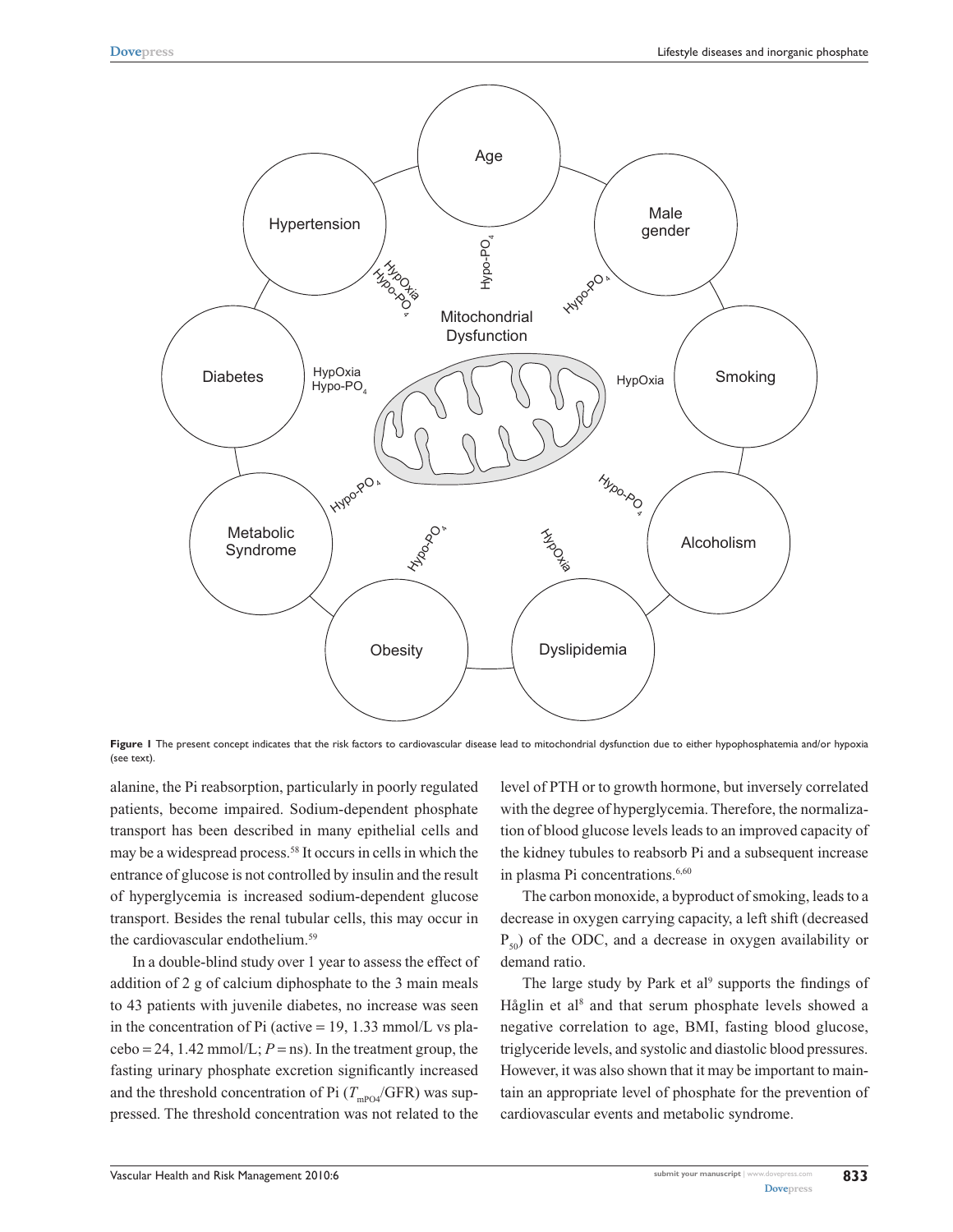**Figure 1** The present concept indicates that the risk factors to cardiovascular disease lead to mitochondrial dysfunction due to either hypophosphatemia and/or hypoxia (see text).

alanine, the Pi reabsorption, particularly in poorly regulated patients, become impaired. Sodium-dependent phosphate transport has been described in many epithelial cells and may be a widespread process.[58] It occurs in cells in which the entrance of glucose is not controlled by insulin and the result of hyperglycemia is increased sodium-dependent glucose transport. Besides the renal tubular cells, this may occur in the cardiovascular endothelium.[59]

In a double-blind study over 1 year to assess the effect of addition of 2 g of calcium diphosphate to the 3 main meals to 43 patients with juvenile diabetes, no increase was seen in the concentration of Pi (active = 19, 1.33 mmol/L vs placebo = 24, 1.42 mmol/L; $P$ = ns). In the treatment group, the fasting urinary phosphate excretion significantly increased and the threshold concentration of Pi ($T_{mPO4}$/GFR) was suppressed. The threshold concentration was not related to the level of PTH or to growth hormone, but inversely correlated with the degree of hyperglycemia. Therefore, the normalization of blood glucose levels leads to an improved capacity of the kidney tubules to reabsorb Pi and a subsequent increase in plasma Pi concentrations.[6,60]

The carbon monoxide, a byproduct of smoking, leads to a decrease in oxygen carrying capacity, a left shift (decreased $P_{50}$) of the ODC, and a decrease in oxygen availability or demand ratio.

The large study by Park et al[9] supports the findings of Håglin et al[8] and that serum phosphate levels showed a negative correlation to age, BMI, fasting blood glucose, triglyceride levels, and systolic and diastolic blood pressures. However, it was also shown that it may be important to maintain an appropriate level of phosphate for the prevention of cardiovascular events and metabolic syndrome.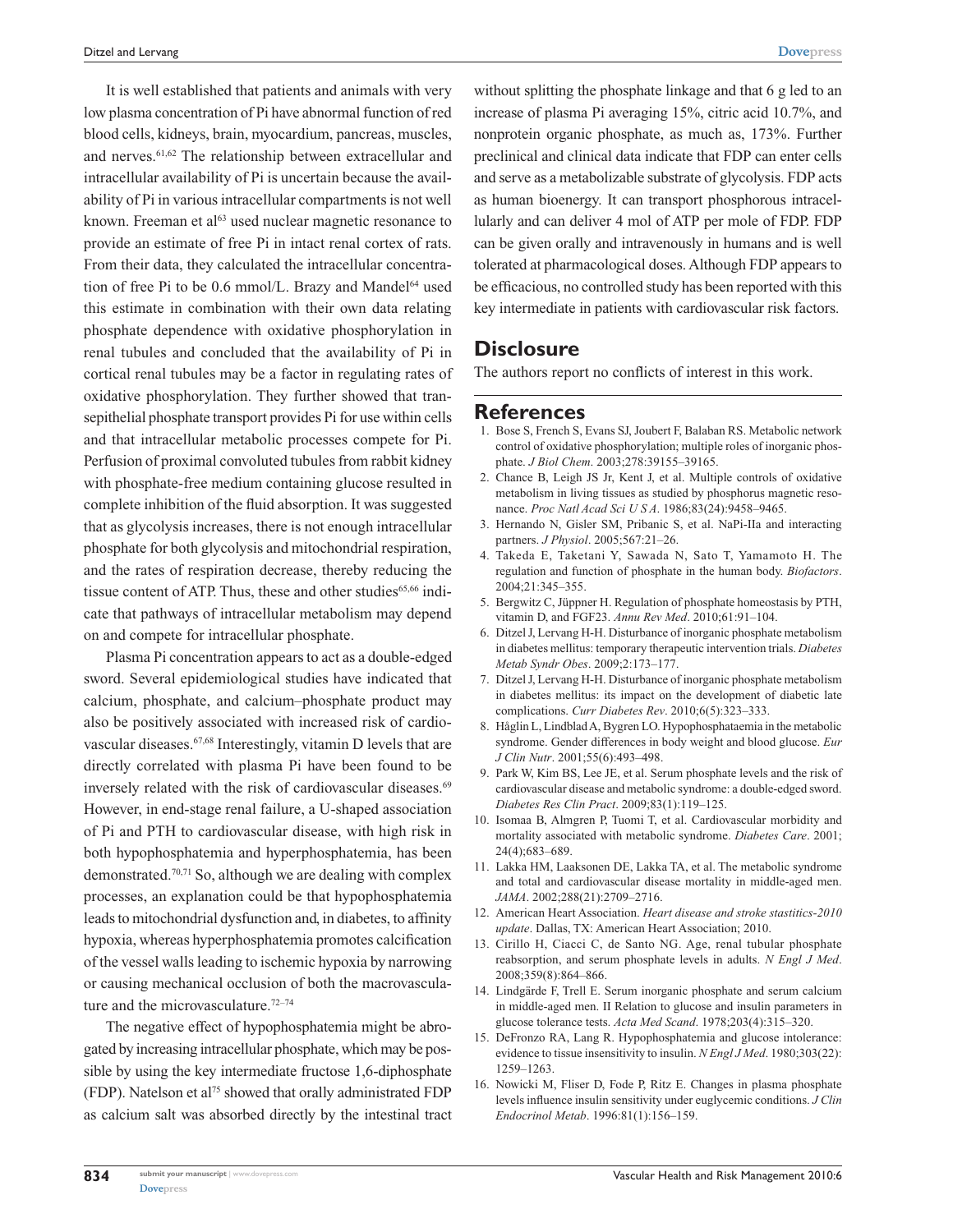It is well established that patients and animals with very low plasma concentration of Pi have abnormal function of red blood cells, kidneys, brain, myocardium, pancreas, muscles, and nerves.[61,62] The relationship between extracellular and intracellular availability of Pi is uncertain because the availability of Pi in various intracellular compartments is not well known. Freeman et al[63] used nuclear magnetic resonance to provide an estimate of free Pi in intact renal cortex of rats. From their data, they calculated the intracellular concentration of free Pi to be 0.6 mmol/L. Brazy and Mandel[64] used this estimate in combination with their own data relating phosphate dependence with oxidative phosphorylation in renal tubules and concluded that the availability of Pi in cortical renal tubules may be a factor in regulating rates of oxidative phosphorylation. They further showed that transepithelial phosphate transport provides Pi for use within cells and that intracellular metabolic processes compete for Pi. Perfusion of proximal convoluted tubules from rabbit kidney with phosphate-free medium containing glucose resulted in complete inhibition of the fluid absorption. It was suggested that as glycolysis increases, there is not enough intracellular phosphate for both glycolysis and mitochondrial respiration, and the rates of respiration decrease, thereby reducing the tissue content of ATP. Thus, these and other studies[65,66] indicate that pathways of intracellular metabolism may depend on and compete for intracellular phosphate.

Plasma Pi concentration appears to act as a double-edged sword. Several epidemiological studies have indicated that calcium, phosphate, and calcium–phosphate product may also be positively associated with increased risk of cardiovascular diseases.[67,68] Interestingly, vitamin D levels that are directly correlated with plasma Pi have been found to be inversely related with the risk of cardiovascular diseases.[69] However, in end-stage renal failure, a U-shaped association of Pi and PTH to cardiovascular disease, with high risk in both hypophosphatemia and hyperphosphatemia, has been demonstrated.[70,71] So, although we are dealing with complex processes, an explanation could be that hypophosphatemia leads to mitochondrial dysfunction and, in diabetes, to affinity hypoxia, whereas hyperphosphatemia promotes calcification of the vessel walls leading to ischemic hypoxia by narrowing or causing mechanical occlusion of both the macrovasculature and the microvasculature.[72–74]

The negative effect of hypophosphatemia might be abrogated by increasing intracellular phosphate, which may be possible by using the key intermediate fructose 1,6-diphosphate (FDP). Natelson et al[75] showed that orally administrated FDP as calcium salt was absorbed directly by the intestinal tract without splitting the phosphate linkage and that 6 g led to an increase of plasma Pi averaging 15%, citric acid 10.7%, and nonprotein organic phosphate, as much as, 173%. Further preclinical and clinical data indicate that FDP can enter cells and serve as a metabolizable substrate of glycolysis. FDP acts as human bioenergy. It can transport phosphorous intracellularly and can deliver 4 mol of ATP per mole of FDP. FDP can be given orally and intravenously in humans and is well tolerated at pharmacological doses. Although FDP appears to be efficacious, no controlled study has been reported with this key intermediate in patients with cardiovascular risk factors.

## Disclosure

The authors report no conflicts of interest in this work.

## References

1. Bose S, French S, Evans SJ, Joubert F, Balaban RS. Metabolic network control of oxidative phosphorylation; multiple roles of inorganic phosphate. *J Biol Chem*. 2003;278:39155–39165.
2. Chance B, Leigh JS Jr, Kent J, et al. Multiple controls of oxidative metabolism in living tissues as studied by phosphorus magnetic resonance. *Proc Natl Acad Sci U S A*. 1986;83(24):9458–9465.
3. Hernando N, Gisler SM, Pribanic S, et al. NaPi-IIa and interacting partners. *J Physiol*. 2005;567:21–26.
4. Takeda E, Taketani Y, Sawada N, Sato T, Yamamoto H. The regulation and function of phosphate in the human body. *Biofactors*. 2004;21:345–355.
5. Bergwitz C, Jüppner H. Regulation of phosphate homeostasis by PTH, vitamin D, and FGF23. *Annu Rev Med*. 2010;61:91–104.
6. Ditzel J, Lervang H-H. Disturbance of inorganic phosphate metabolism in diabetes mellitus: temporary therapeutic intervention trials. *Diabetes Metab Syndr Obes*. 2009;2:173–177.
7. Ditzel J, Lervang H-H. Disturbance of inorganic phosphate metabolism in diabetes mellitus: its impact on the development of diabetic late complications. *Curr Diabetes Rev*. 2010;6(5):323–333.
8. Håglin L, Lindblad A, Bygren LO. Hypophosphataemia in the metabolic syndrome. Gender differences in body weight and blood glucose. *Eur J Clin Nutr*. 2001;55(6):493–498.
9. Park W, Kim BS, Lee JE, et al. Serum phosphate levels and the risk of cardiovascular disease and metabolic syndrome: a double-edged sword. *Diabetes Res Clin Pract*. 2009;83(1):119–125.
10. Isomaa B, Almgren P, Tuomi T, et al. Cardiovascular morbidity and mortality associated with metabolic syndrome. *Diabetes Care*. 2001; 24(4);683–689.
11. Lakka HM, Laaksonen DE, Lakka TA, et al. The metabolic syndrome and total and cardiovascular disease mortality in middle-aged men. *JAMA*. 2002;288(21):2709–2716.
12. American Heart Association. *Heart disease and stroke stastitics-2010 update*. Dallas, TX: American Heart Association; 2010.
13. Cirillo H, Ciacci C, de Santo NG. Age, renal tubular phosphate reabsorption, and serum phosphate levels in adults. *N Engl J Med*. 2008;359(8):864–866.
14. Lindgärde F, Trell E. Serum inorganic phosphate and serum calcium in middle-aged men. II Relation to glucose and insulin parameters in glucose tolerance tests. *Acta Med Scand*. 1978;203(4):315–320.
15. DeFronzo RA, Lang R. Hypophosphatemia and glucose intolerance: evidence to tissue insensitivity to insulin. *N Engl J Med*. 1980;303(22): 1259–1263.
16. Nowicki M, Fliser D, Fode P, Ritz E. Changes in plasma phosphate levels influence insulin sensitivity under euglycemic conditions. *J Clin Endocrinol Metab*. 1996:81(1):156–159.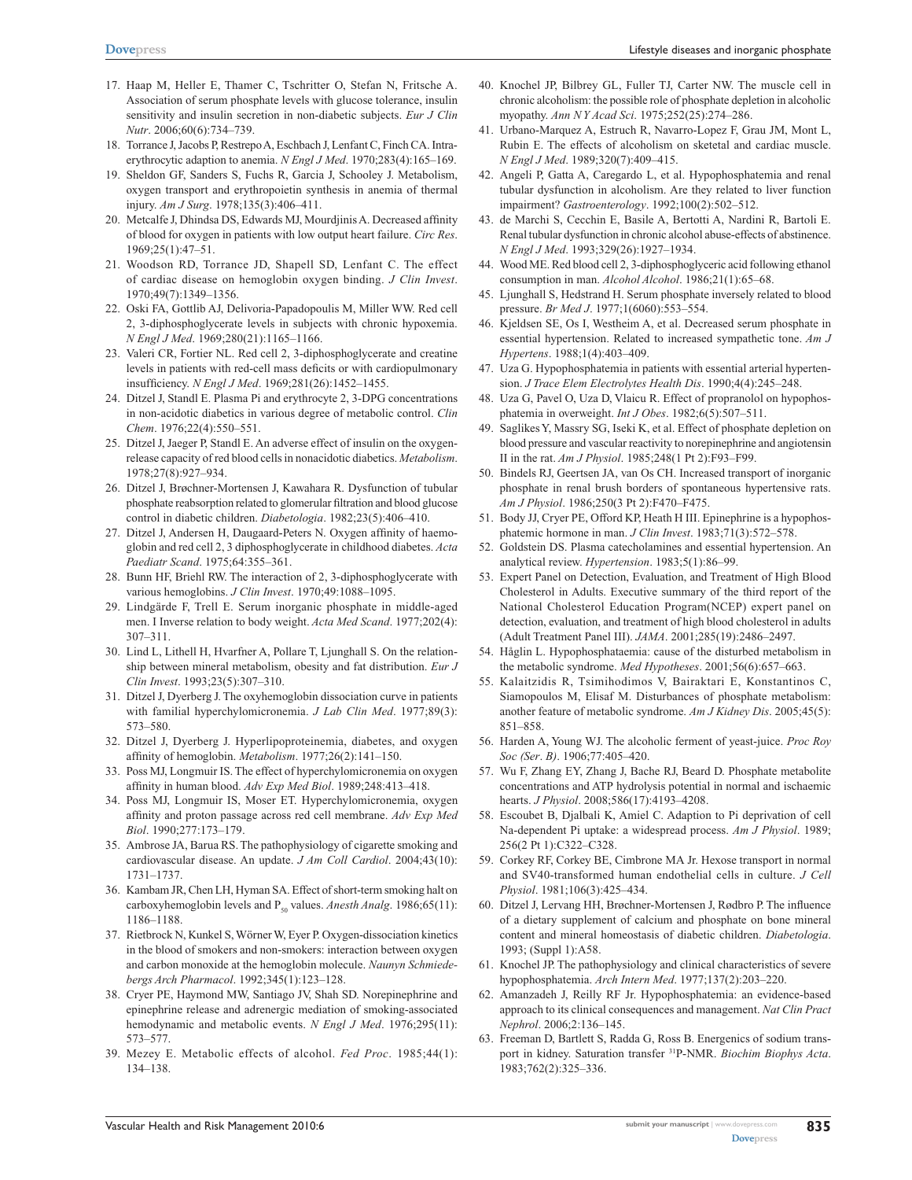17. Haap M, Heller E, Thamer C, Tschritter O, Stefan N, Fritsche A. Association of serum phosphate levels with glucose tolerance, insulin sensitivity and insulin secretion in non-diabetic subjects. *Eur J Clin Nutr*. 2006;60(6):734–739.
18. Torrance J, Jacobs P, Restrepo A, Eschbach J, Lenfant C, Finch CA. Intraerythrocytic adaption to anemia. *N Engl J Med*. 1970;283(4):165–169.
19. Sheldon GF, Sanders S, Fuchs R, Garcia J, Schooley J. Metabolism, oxygen transport and erythropoietin synthesis in anemia of thermal injury. *Am J Surg*. 1978;135(3):406–411.
20. Metcalfe J, Dhindsa DS, Edwards MJ, Mourdjinis A. Decreased affinity of blood for oxygen in patients with low output heart failure. *Circ Res*. 1969;25(1):47–51.
21. Woodson RD, Torrance JD, Shapell SD, Lenfant C. The effect of cardiac disease on hemoglobin oxygen binding. *J Clin Invest*. 1970;49(7):1349–1356.
22. Oski FA, Gottlib AJ, Delivoria-Papadopoulis M, Miller WW. Red cell 2, 3-diphosphoglycerate levels in subjects with chronic hypoxemia. *N Engl J Med*. 1969;280(21):1165–1166.
23. Valeri CR, Fortier NL. Red cell 2, 3-diphosphoglycerate and creatine levels in patients with red-cell mass deficits or with cardiopulmonary insufficiency. *N Engl J Med*. 1969;281(26):1452–1455.
24. Ditzel J, Standl E. Plasma Pi and erythrocyte 2, 3-DPG concentrations in non-acidotic diabetics in various degree of metabolic control. *Clin Chem*. 1976;22(4):550–551.
25. Ditzel J, Jaeger P, Standl E. An adverse effect of insulin on the oxygen-release capacity of red blood cells in nonacidotic diabetics. *Metabolism*. 1978;27(8):927–934.
26. Ditzel J, Brøchner-Mortensen J, Kawahara R. Dysfunction of tubular phosphate reabsorption related to glomerular filtration and blood glucose control in diabetic children. *Diabetologia*. 1982;23(5):406–410.
27. Ditzel J, Andersen H, Daugaard-Peters N. Oxygen affinity of haemoglobin and red cell 2, 3 diphosphoglycerate in childhood diabetes. *Acta Paediatr Scand*. 1975;64:355–361.
28. Bunn HF, Briehl RW. The interaction of 2, 3-diphosphoglycerate with various hemoglobins. *J Clin Invest*. 1970;49:1088–1095.
29. Lindgärde F, Trell E. Serum inorganic phosphate in middle-aged men. I Inverse relation to body weight. *Acta Med Scand*. 1977;202(4):307–311.
30. Lind L, Lithell H, Hvarfner A, Pollare T, Ljunghall S. On the relationship between mineral metabolism, obesity and fat distribution. *Eur J Clin Invest*. 1993;23(5):307–310.
31. Ditzel J, Dyerberg J. The oxyhemoglobin dissociation curve in patients with familial hyperchylomicronemia. *J Lab Clin Med*. 1977;89(3):573–580.
32. Ditzel J, Dyerberg J. Hyperlipoproteinemia, diabetes, and oxygen affinity of hemoglobin. *Metabolism*. 1977;26(2):141–150.
33. Poss MJ, Longmuir IS. The effect of hyperchylomicronemia on oxygen affinity in human blood. *Adv Exp Med Biol*. 1989;248:413–418.
34. Poss MJ, Longmuir IS, Moser ET. Hyperchylomicronemia, oxygen affinity and proton passage across red cell membrane. *Adv Exp Med Biol*. 1990;277:173–179.
35. Ambrose JA, Barua RS. The pathophysiology of cigarette smoking and cardiovascular disease. An update. *J Am Coll Cardiol*. 2004;43(10):1731–1737.
36. Kambam JR, Chen LH, Hyman SA. Effect of short-term smoking halt on carboxyhemoglobin levels and $P_{50}$ values. *Anesth Analg*. 1986;65(11):1186–1188.
37. Rietbrock N, Kunkel S, Wörner W, Eyer P. Oxygen-dissociation kinetics in the blood of smokers and non-smokers: interaction between oxygen and carbon monoxide at the hemoglobin molecule. *Naunyn Schmiedebergs Arch Pharmacol*. 1992;345(1):123–128.
38. Cryer PE, Haymond MW, Santiago JV, Shah SD. Norepinephrine and epinephrine release and adrenergic mediation of smoking-associated hemodynamic and metabolic events. *N Engl J Med*. 1976;295(11):573–577.
39. Mezey E. Metabolic effects of alcohol. *Fed Proc*. 1985;44(1):134–138.
40. Knochel JP, Bilbrey GL, Fuller TJ, Carter NW. The muscle cell in chronic alcoholism: the possible role of phosphate depletion in alcoholic myopathy. *Ann N Y Acad Sci*. 1975;252(25):274–286.
41. Urbano-Marquez A, Estruch R, Navarro-Lopez F, Grau JM, Mont L, Rubin E. The effects of alcoholism on sketetal and cardiac muscle. *N Engl J Med*. 1989;320(7):409–415.
42. Angeli P, Gatta A, Caregardo L, et al. Hypophosphatemia and renal tubular dysfunction in alcoholism. Are they related to liver function impairment? *Gastroenterology*. 1992;100(2):502–512.
43. de Marchi S, Cecchin E, Basile A, Bertotti A, Nardini R, Bartoli E. Renal tubular dysfunction in chronic alcohol abuse-effects of abstinence. *N Engl J Med*. 1993;329(26):1927–1934.
44. Wood ME. Red blood cell 2, 3-diphosphoglyceric acid following ethanol consumption in man. *Alcohol Alcohol*. 1986;21(1):65–68.
45. Ljunghall S, Hedstrand H. Serum phosphate inversely related to blood pressure. *Br Med J*. 1977;1(6060):553–554.
46. Kjeldsen SE, Os I, Westheim A, et al. Decreased serum phosphate in essential hypertension. Related to increased sympathetic tone. *Am J Hypertens*. 1988;1(4):403–409.
47. Uza G. Hypophosphatemia in patients with essential arterial hypertension. *J Trace Elem Electrolytes Health Dis*. 1990;4(4):245–248.
48. Uza G, Pavel O, Uza D, Vlaicu R. Effect of propranolol on hypophosphatemia in overweight. *Int J Obes*. 1982;6(5):507–511.
49. Saglikes Y, Massry SG, Iseki K, et al. Effect of phosphate depletion on blood pressure and vascular reactivity to norepinephrine and angiotensin II in the rat. *Am J Physiol*. 1985;248(1 Pt 2):F93–F99.
50. Bindels RJ, Geertsen JA, van Os CH. Increased transport of inorganic phosphate in renal brush borders of spontaneous hypertensive rats. *Am J Physiol*. 1986;250(3 Pt 2):F470–F475.
51. Body JJ, Cryer PE, Offord KP, Heath H III. Epinephrine is a hypophosphatemic hormone in man. *J Clin Invest*. 1983;71(3):572–578.
52. Goldstein DS. Plasma catecholamines and essential hypertension. An analytical review. *Hypertension*. 1983;5(1):86–99.
53. Expert Panel on Detection, Evaluation, and Treatment of High Blood Cholesterol in Adults. Executive summary of the third report of the National Cholesterol Education Program(NCEP) expert panel on detection, evaluation, and treatment of high blood cholesterol in adults (Adult Treatment Panel III). *JAMA*. 2001;285(19):2486–2497.
54. Håglin L. Hypophosphataemia: cause of the disturbed metabolism in the metabolic syndrome. *Med Hypotheses*. 2001;56(6):657–663.
55. Kalaitzidis R, Tsimihodimos V, Bairaktari E, Konstantinos C, Siamopoulos M, Elisaf M. Disturbances of phosphate metabolism: another feature of metabolic syndrome. *Am J Kidney Dis*. 2005;45(5):851–858.
56. Harden A, Young WJ. The alcoholic ferment of yeast-juice. *Proc Roy Soc (Ser. B)*. 1906;77:405–420.
57. Wu F, Zhang EY, Zhang J, Bache RJ, Beard D. Phosphate metabolite concentrations and ATP hydrolysis potential in normal and ischaemic hearts. *J Physiol*. 2008;586(17):4193–4208.
58. Escoubet B, Djalbali K, Amiel C. Adaption to Pi deprivation of cell Na-dependent Pi uptake: a widespread process. *Am J Physiol*. 1989;256(2 Pt 1):C322–C328.
59. Corkey RF, Corkey BE, Cimbrone MA Jr. Hexose transport in normal and SV40-transformed human endothelial cells in culture. *J Cell Physiol*. 1981;106(3):425–434.
60. Ditzel J, Lervang HH, Brøchner-Mortensen J, Rødbro P. The influence of a dietary supplement of calcium and phosphate on bone mineral content and mineral homeostasis of diabetic children. *Diabetologia*. 1993; (Suppl 1):A58.
61. Knochel JP. The pathophysiology and clinical characteristics of severe hypophosphatemia. *Arch Intern Med*. 1977;137(2):203–220.
62. Amanzadeh J, Reilly RF Jr. Hypophosphatemia: an evidence-based approach to its clinical consequences and management. *Nat Clin Pract Nephrol*. 2006;2:136–145.
63. Freeman D, Bartlett S, Radda G, Ross B. Energencics of sodium transport in kidney. Saturation transfer $^{31}$P-NMR. *Biochim Biophys Acta*. 1983;762(2):325–336.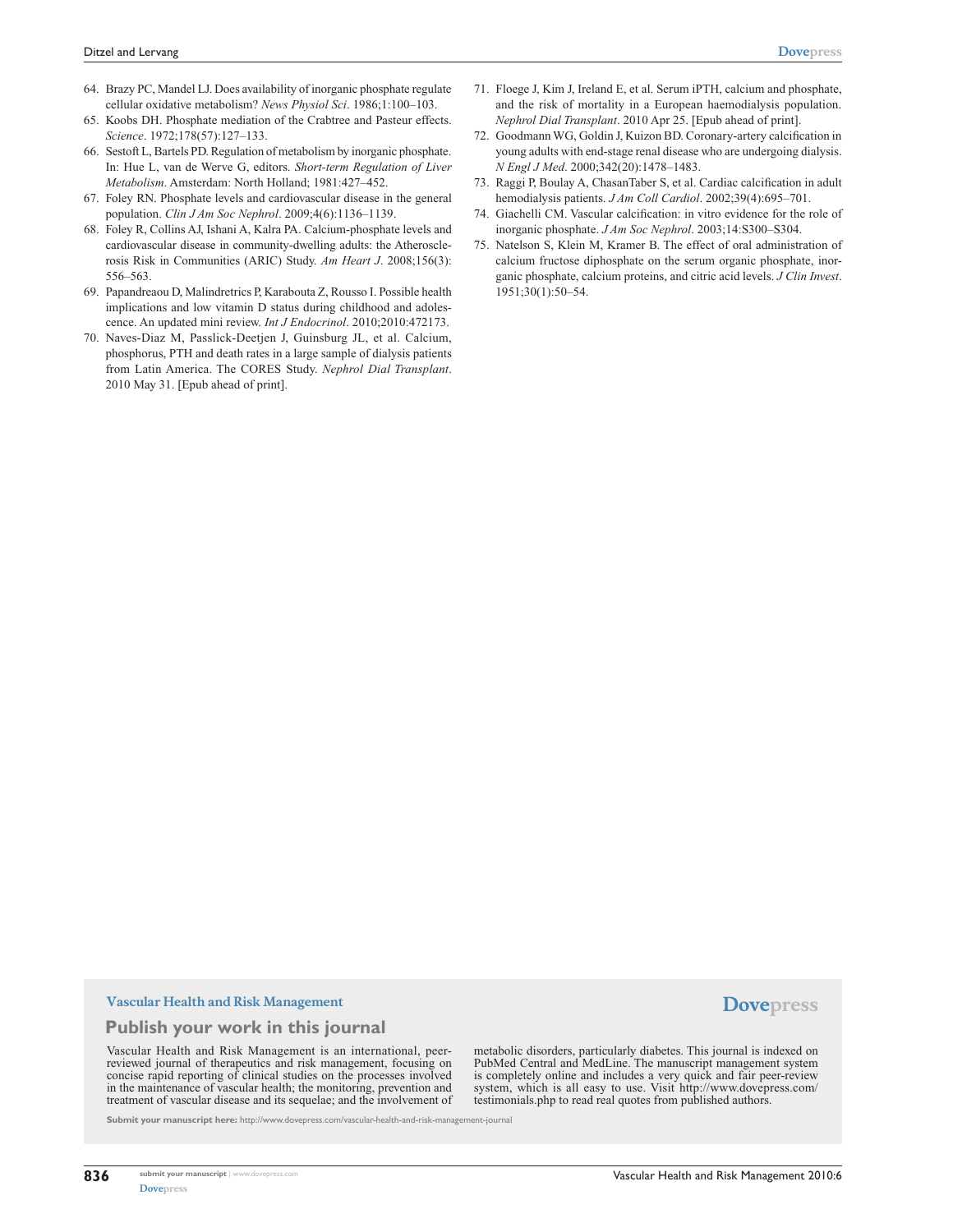64. Brazy PC, Mandel LJ. Does availability of inorganic phosphate regulate cellular oxidative metabolism? *News Physiol Sci*. 1986;1:100–103.
65. Koobs DH. Phosphate mediation of the Crabtree and Pasteur effects. *Science*. 1972;178(57):127–133.
66. Sestoft L, Bartels PD. Regulation of metabolism by inorganic phosphate. In: Hue L, van de Werve G, editors. *Short-term Regulation of Liver Metabolism*. Amsterdam: North Holland; 1981:427–452.
67. Foley RN. Phosphate levels and cardiovascular disease in the general population. *Clin J Am Soc Nephrol*. 2009;4(6):1136–1139.
68. Foley R, Collins AJ, Ishani A, Kalra PA. Calcium-phosphate levels and cardiovascular disease in community-dwelling adults: the Atherosclerosis Risk in Communities (ARIC) Study. *Am Heart J*. 2008;156(3): 556–563.
69. Papandreaou D, Malindretrics P, Karabouta Z, Rousso I. Possible health implications and low vitamin D status during childhood and adolescence. An updated mini review. *Int J Endocrinol*. 2010;2010:472173.
70. Naves-Diaz M, Passlick-Deetjen J, Guinsburg JL, et al. Calcium, phosphorus, PTH and death rates in a large sample of dialysis patients from Latin America. The CORES Study. *Nephrol Dial Transplant*. 2010 May 31. [Epub ahead of print].
71. Floege J, Kim J, Ireland E, et al. Serum iPTH, calcium and phosphate, and the risk of mortality in a European haemodialysis population. *Nephrol Dial Transplant*. 2010 Apr 25. [Epub ahead of print].
72. Goodmann WG, Goldin J, Kuizon BD. Coronary-artery calcification in young adults with end-stage renal disease who are undergoing dialysis. *N Engl J Med*. 2000;342(20):1478–1483.
73. Raggi P, Boulay A, ChasanTaber S, et al. Cardiac calcification in adult hemodialysis patients. *J Am Coll Cardiol*. 2002;39(4):695–701.
74. Giachelli CM. Vascular calcification: in vitro evidence for the role of inorganic phosphate. *J Am Soc Nephrol*. 2003;14:S300–S304.
75. Natelson S, Klein M, Kramer B. The effect of oral administration of calcium fructose diphosphate on the serum organic phosphate, inorganic phosphate, calcium proteins, and citric acid levels. *J Clin Invest*. 1951;30(1):50–54.

**Vascular Health and Risk Management**

**Publish your work in this journal**

Vascular Health and Risk Management is an international, peer-reviewed journal of therapeutics and risk management, focusing on concise rapid reporting of clinical studies on the processes involved in the maintenance of vascular health; the monitoring, prevention and treatment of vascular disease and its sequelae; and the involvement of metabolic disorders, particularly diabetes. This journal is indexed on PubMed Central and MedLine. The manuscript management system is completely online and includes a very quick and fair peer-review system, which is all easy to use. Visit http://www.dovepress.com/testimonials.php to read real quotes from published authors.

**Submit your manuscript here:** http://www.dovepress.com/vascular-health-and-risk-management-journal